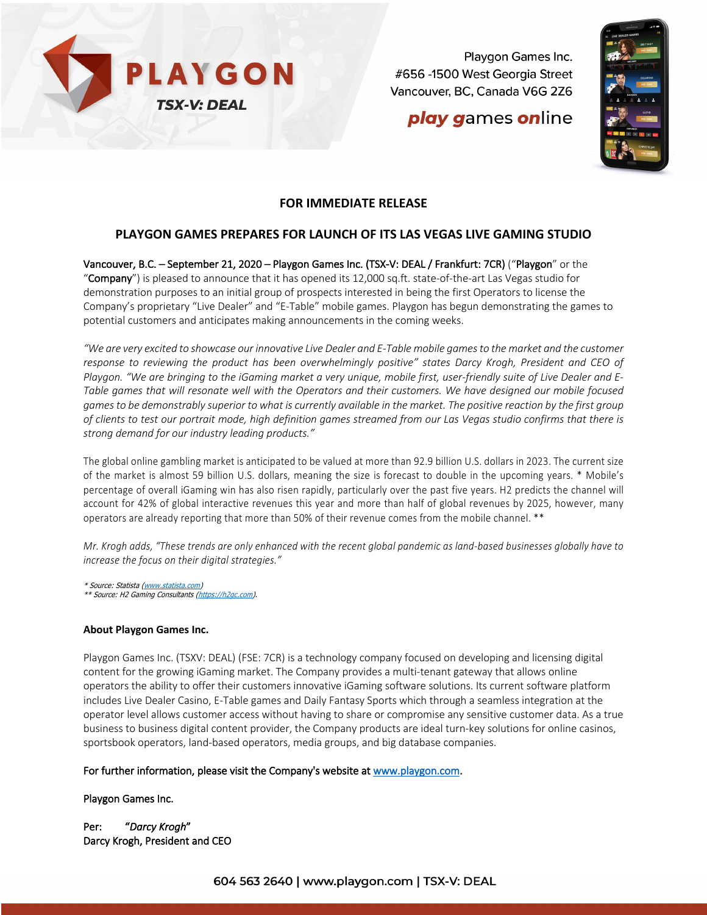PLAYGON
TSX-V: DEAL

Playgon Games Inc.
#656 -1500 West Georgia Street
Vancouver, BC, Canada V6G 2Z6

***play games online***

**FOR IMMEDIATE RELEASE**

## PLAYGON GAMES PREPARES FOR LAUNCH OF ITS LAS VEGAS LIVE GAMING STUDIO

Vancouver, B.C. – September 21, 2020 – Playgon Games Inc. (TSX-V: DEAL / Frankfurt: 7CR) ("Playgon" or the "Company") is pleased to announce that it has opened its 12,000 sq.ft. state-of-the-art Las Vegas studio for demonstration purposes to an initial group of prospects interested in being the first Operators to license the Company's proprietary "Live Dealer" and "E-Table" mobile games. Playgon has begun demonstrating the games to potential customers and anticipates making announcements in the coming weeks.

*"We are very excited to showcase our innovative Live Dealer and E-Table mobile games to the market and the customer response to reviewing the product has been overwhelmingly positive" states Darcy Krogh, President and CEO of Playgon. "We are bringing to the iGaming market a very unique, mobile first, user-friendly suite of Live Dealer and E-Table games that will resonate well with the Operators and their customers. We have designed our mobile focused games to be demonstrably superior to what is currently available in the market. The positive reaction by the first group of clients to test our portrait mode, high definition games streamed from our Las Vegas studio confirms that there is strong demand for our industry leading products."*

The global online gambling market is anticipated to be valued at more than 92.9 billion U.S. dollars in 2023. The current size of the market is almost 59 billion U.S. dollars, meaning the size is forecast to double in the upcoming years. * Mobile's percentage of overall iGaming win has also risen rapidly, particularly over the past five years. H2 predicts the channel will account for 42% of global interactive revenues this year and more than half of global revenues by 2025, however, many operators are already reporting that more than 50% of their revenue comes from the mobile channel. **

*Mr. Krogh adds, "These trends are only enhanced with the recent global pandemic as land-based businesses globally have to increase the focus on their digital strategies."*

*\* Source: Statista (www.statista.com)*
*\*\* Source: H2 Gaming Consultants (https://h2gc.com).*

**About Playgon Games Inc.**

Playgon Games Inc. (TSXV: DEAL) (FSE: 7CR) is a technology company focused on developing and licensing digital content for the growing iGaming market. The Company provides a multi-tenant gateway that allows online operators the ability to offer their customers innovative iGaming software solutions. Its current software platform includes Live Dealer Casino, E-Table games and Daily Fantasy Sports which through a seamless integration at the operator level allows customer access without having to share or compromise any sensitive customer data. As a true business to business digital content provider, the Company products are ideal turn-key solutions for online casinos, sportsbook operators, land-based operators, media groups, and big database companies.

For further information, please visit the Company's website at www.playgon.com.

Playgon Games Inc.

Per: *"Darcy Krogh"*
Darcy Krogh, President and CEO

604 563 2640 | www.playgon.com | TSX-V: DEAL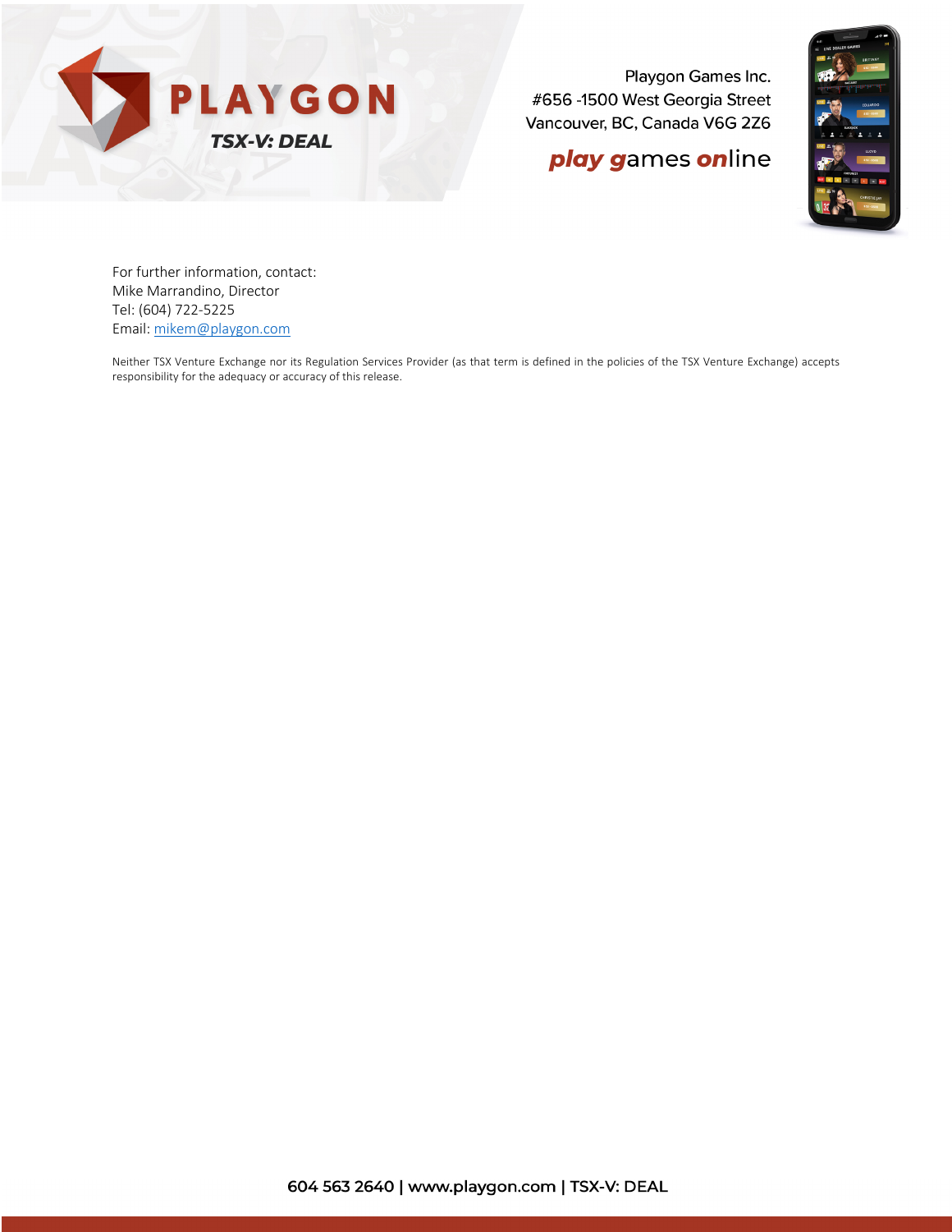For further information, contact:
Mike Marrandino, Director
Tel: (604) 722-5225
Email: mikem@playgon.com

Neither TSX Venture Exchange nor its Regulation Services Provider (as that term is defined in the policies of the TSX Venture Exchange) accepts responsibility for the adequacy or accuracy of this release.